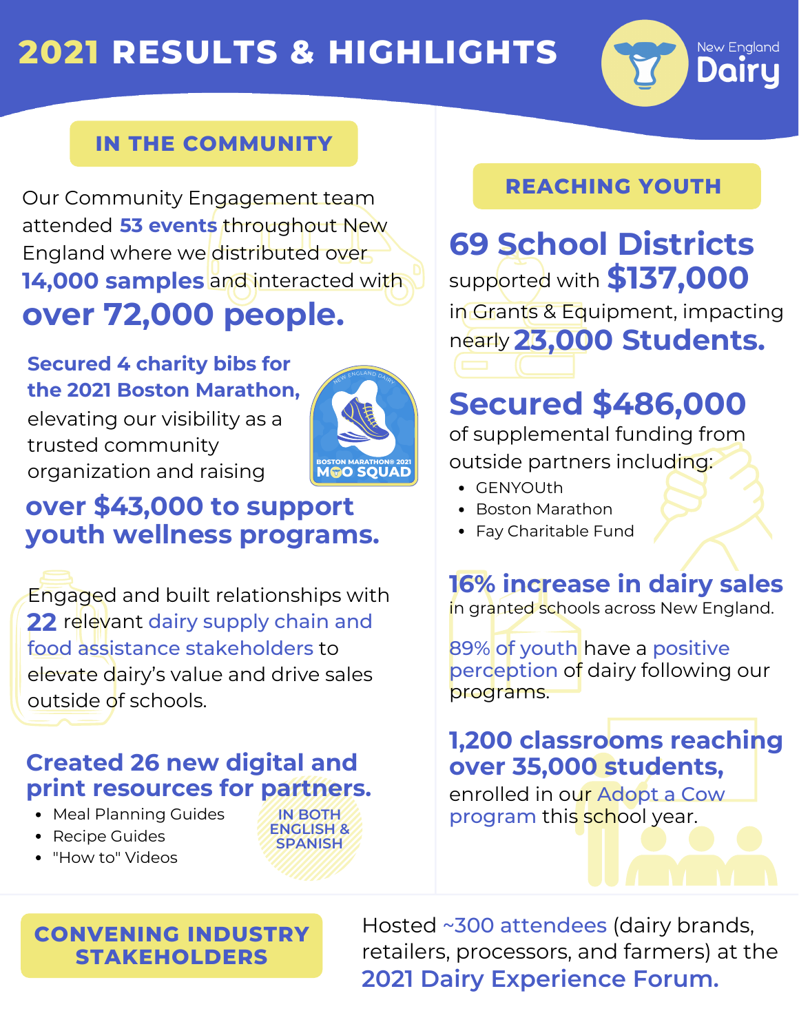# 2021 RESULTS & HIGHLIGHTS

New England Dairy

## IN THE COMMUNITY

Our Community Engagement team attended **53 events** throughout New England where we distributed over **14,000 samples** and interacted with **over 72,000 people.**

**Secured 4 charity bibs for the 2021 Boston Marathon,** elevating our visibility as a trusted community organization and raising **over $43,000 to support youth wellness programs.**

Boston Marathon® 2021 Moo Squad

Engaged and built relationships with **22** relevant dairy supply chain and food assistance stakeholders to elevate dairy's value and drive sales outside of schools.

**Created 26 new digital and print resources for partners.**

- Meal Planning Guides
- Recipe Guides
- "How to" Videos

IN BOTH ENGLISH & SPANISH

## REACHING YOUTH

**69 School Districts** supported with **$137,000** in Grants & Equipment, impacting nearly **23,000 Students.**

**Secured $486,000** of supplemental funding from outside partners including:

- GENYOUth
- Boston Marathon
- Fay Charitable Fund

**16% increase in dairy sales** in granted schools across New England.

89% of youth have a positive perception of dairy following our programs.

**1,200 classrooms reaching over 35,000 students,** enrolled in our Adopt a Cow program this school year.

## CONVENING INDUSTRY STAKEHOLDERS

Hosted ~300 attendees (dairy brands, retailers, processors, and farmers) at the **2021 Dairy Experience Forum.**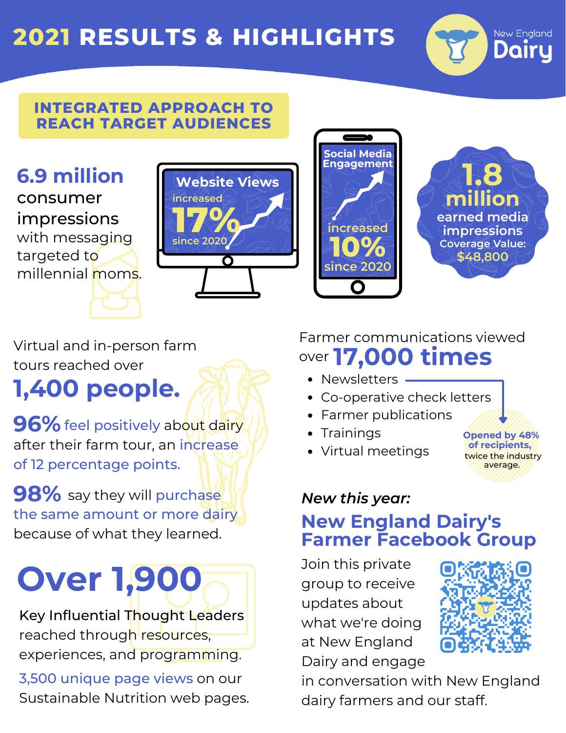# 2021 RESULTS & HIGHLIGHTS

New England Dairy

## INTEGRATED APPROACH TO REACH TARGET AUDIENCES

**6.9 million** consumer impressions with messaging targeted to millennial moms.

**Website Views** increased **17%** since 2020

**Social Media Engagement** increased **10%** since 2020

**1.8 million** earned media impressions
Coverage Value: $48,800

Virtual and in-person farm tours reached over

**1,400 people.**

**96%** feel positively about dairy after their farm tour, an increase of 12 percentage points.

**98%** say they will purchase the same amount or more dairy because of what they learned.

**Over 1,900**

Key Influential Thought Leaders reached through resources, experiences, and programming.

3,500 unique page views on our Sustainable Nutrition web pages.

Farmer communications viewed over **17,000 times**

- Newsletters
- Co-operative check letters
- Farmer publications
- Trainings
- Virtual meetings

**Opened by 48% of recipients,** twice the industry average.

*New this year:*

## New England Dairy's Farmer Facebook Group

Join this private group to receive updates about what we're doing at New England Dairy and engage in conversation with New England dairy farmers and our staff.